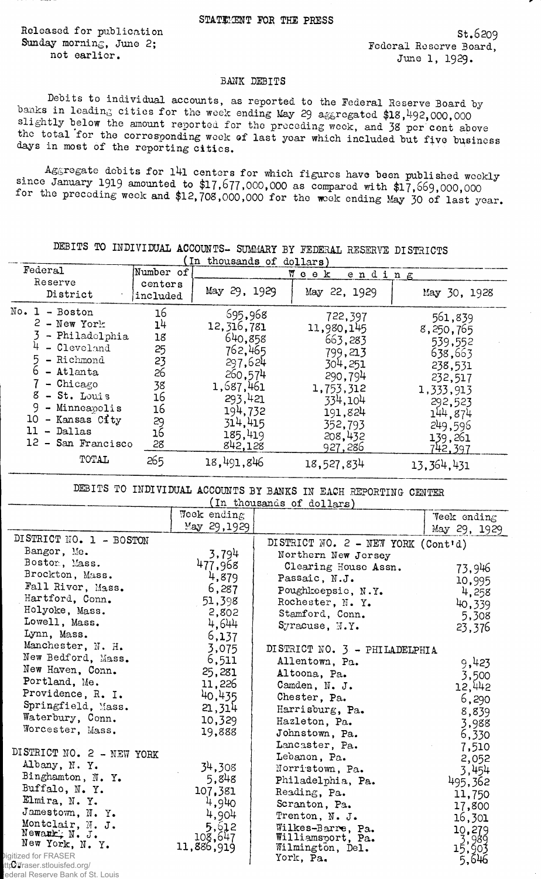STATEMENT FOR THE PRESS

Released for publication
Sunday morning, June 2;
not earlier.

St.6209
Federal Reserve Board,
June 1, 1929.

## BANK DEBITS

Debits to individual accounts, as reported to the Federal Reserve Board by banks in leading cities for the week ending May 29 aggregated $18,492,000,000 slightly below the amount reported for the preceding week, and 38 per cent above the total for the corresponding week of last year which included but five business days in most of the reporting cities.

Aggregate debits for 141 centers for which figures have been published weekly since January 1919 amounted to $17,677,000,000 as compared with $17,669,000,000 for the preceding week and $12,708,000,000 for the week ending May 30 of last year.

### DEBITS TO INDIVIDUAL ACCOUNTS- SUMMARY BY FEDERAL RESERVE DISTRICTS
(In thousands of dollars)

| Federal Reserve District | Number of centers included | Week ending May 29, 1929 | Week ending May 22, 1929 | Week ending May 30, 1928 |
|---|---|---|---|---|
| No. 1 - Boston | 16 | 695,968 | 722,397 | 561,839 |
| 2 - New York | 14 | 12,316,781 | 11,980,145 | 8,250,765 |
| 3 - Philadelphia | 18 | 640,858 | 663,283 | 539,552 |
| 4 - Cleveland | 25 | 762,465 | 799,213 | 638,663 |
| 5 - Richmond | 23 | 297,624 | 304,251 | 238,531 |
| 6 - Atlanta | 26 | 260,574 | 290,794 | 232,517 |
| 7 - Chicago | 38 | 1,687,461 | 1,753,312 | 1,333,913 |
| 8 - St. Louis | 16 | 293,421 | 334,104 | 292,523 |
| 9 - Minneapolis | 16 | 194,732 | 191,824 | 144,874 |
| 10 - Kansas City | 29 | 314,415 | 352,793 | 249,596 |
| 11 - Dallas | 16 | 185,419 | 208,432 | 139,261 |
| 12 - San Francisco | 28 | 842,128 | 927,286 | 742,397 |
| TOTAL | 265 | 18,491,846 | 18,527,834 | 13,364,431 |

### DEBITS TO INDIVIDUAL ACCOUNTS BY BANKS IN EACH REPORTING CENTER
(In thousands of dollars)

| | Week ending May 29, 1929 | | Week ending May 29, 1929 |
|---|---|---|---|
| DISTRICT NO. 1 - BOSTON | | DISTRICT NO. 2 - NEW YORK (Cont'd) | |
| Bangor, Me. | 3,794 | Northern New Jersey Clearing House Assn. | 73,946 |
| Boston, Mass. | 477,968 | Passaic, N.J. | 10,995 |
| Brockton, Mass. | 4,879 | Poughkeepsie, N.Y. | 4,258 |
| Fall River, Mass. | 6,287 | Rochester, N. Y. | 40,339 |
| Hartford, Conn. | 51,398 | Stamford, Conn. | 5,308 |
| Holyoke, Mass. | 2,802 | Syracuse, N.Y. | 23,376 |
| Lowell, Mass. | 4,644 | | |
| Lynn, Mass. | 6,137 | | |
| Manchester, N. H. | 3,075 | DISTRICT NO. 3 - PHILADELPHIA | |
| New Bedford, Mass. | 6,511 | Allentown, Pa. | 9,423 |
| New Haven, Conn. | 25,281 | Altoona, Pa. | 3,500 |
| Portland, Me. | 11,226 | Camden, N. J. | 12,442 |
| Providence, R. I. | 40,435 | Chester, Pa. | 6,290 |
| Springfield, Mass. | 21,314 | Harrisburg, Pa. | 8,839 |
| Waterbury, Conn. | 10,329 | Hazleton, Pa. | 3,988 |
| Worcester, Mass. | 19,888 | Johnstown, Pa. | 6,330 |
| | | Lancaster, Pa. | 7,510 |
| DISTRICT NO. 2 - NEW YORK | | Lebanon, Pa. | 2,052 |
| Albany, N. Y. | 34,308 | Norristown, Pa. | 3,454 |
| Binghamton, N. Y. | 5,848 | Philadelphia, Pa. | 495,362 |
| Buffalo, N. Y. | 107,381 | Reading, Pa. | 11,750 |
| Elmira, N. Y. | 4,940 | Scranton, Pa. | 17,800 |
| Jamestown, N. Y. | 4,904 | Trenton, N. J. | 16,301 |
| Montclair, N. J. | 5,612 | Wilkes-Barre, Pa. | 10,279 |
| Newark, N. J. | 108,647 | Williamsport, Pa. | 3,989 |
| New York, N. Y. | 11,886,919 | Wilmington, Del. | 15,903 |
| | | York, Pa. | 5,646 |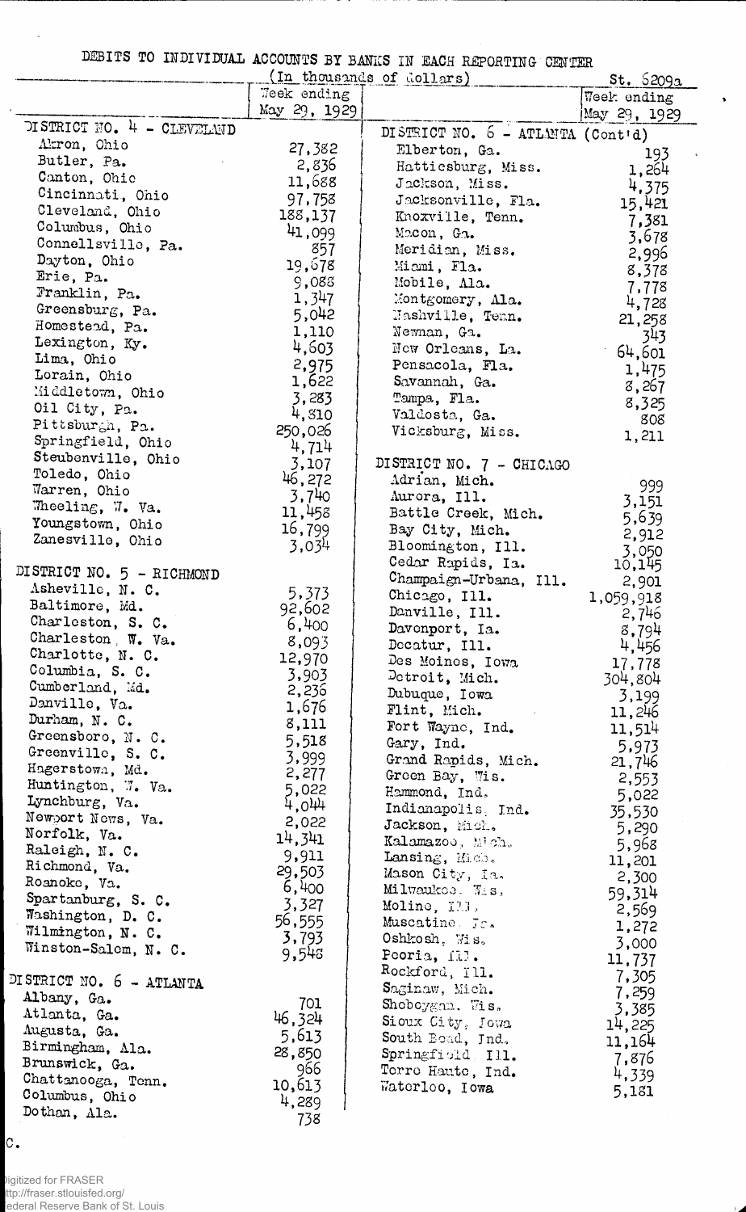DEBITS TO INDIVIDUAL ACCOUNTS BY BANKS IN EACH REPORTING CENTER

(In thousands of dollars)

St. 6209a

| | Week ending May 29, 1929 |
|---|---|
| **DISTRICT NO. 4 - CLEVELAND** | |
| Akron, Ohio | 27,382 |
| Butler, Pa. | 2,836 |
| Canton, Ohio | 11,688 |
| Cincinnati, Ohio | 97,758 |
| Cleveland, Ohio | 188,137 |
| Columbus, Ohio | 41,099 |
| Connellsville, Pa. | 857 |
| Dayton, Ohio | 19,678 |
| Erie, Pa. | 9,088 |
| Franklin, Pa. | 1,347 |
| Greensburg, Pa. | 5,042 |
| Homestead, Pa. | 1,110 |
| Lexington, Ky. | 4,603 |
| Lima, Ohio | 2,975 |
| Lorain, Ohio | 1,622 |
| Middletown, Ohio | 3,283 |
| Oil City, Pa. | 4,810 |
| Pittsburgh, Pa. | 250,026 |
| Springfield, Ohio | 4,714 |
| Steubenville, Ohio | 3,107 |
| Toledo, Ohio | 46,272 |
| Warren, Ohio | 3,740 |
| Wheeling, W. Va. | 11,458 |
| Youngstown, Ohio | 16,799 |
| Zanesville, Ohio | 3,034 |
| **DISTRICT NO. 5 - RICHMOND** | |
| Asheville, N. C. | 5,373 |
| Baltimore, Md. | 92,602 |
| Charleston, S. C. | 6,400 |
| Charleston, W. Va. | 8,093 |
| Charlotte, N. C. | 12,970 |
| Columbia, S. C. | 3,903 |
| Cumberland, Md. | 2,236 |
| Danville, Va. | 1,676 |
| Durham, N. C. | 8,111 |
| Greensboro, N. C. | 5,518 |
| Greenville, S. C. | 3,999 |
| Hagerstown, Md. | 2,277 |
| Huntington, W. Va. | 5,022 |
| Lynchburg, Va. | 4,044 |
| Newport News, Va. | 2,022 |
| Norfolk, Va. | 14,341 |
| Raleigh, N. C. | 9,911 |
| Richmond, Va. | 29,503 |
| Roanoke, Va. | 6,400 |
| Spartanburg, S. C. | 3,327 |
| Washington, D. C. | 56,555 |
| Wilmington, N. C. | 3,793 |
| Winston-Salem, N. C. | 9,548 |
| **DISTRICT NO. 6 - ATLANTA** | |
| Albany, Ga. | 701 |
| Atlanta, Ga. | 46,324 |
| Augusta, Ga. | 5,613 |
| Birmingham, Ala. | 28,850 |
| Brunswick, Ga. | 966 |
| Chattanooga, Tenn. | 10,613 |
| Columbus, Ohio | 4,289 |
| Dothan, Ala. | 738 |
| **DISTRICT NO. 6 - ATLANTA (Cont'd)** | |
| Elberton, Ga. | 193 |
| Hattiesburg, Miss. | 1,264 |
| Jackson, Miss. | 4,375 |
| Jacksonville, Fla. | 15,421 |
| Knoxville, Tenn. | 7,381 |
| Macon, Ga. | 3,678 |
| Meridian, Miss. | 2,996 |
| Miami, Fla. | 8,378 |
| Mobile, Ala. | 7,778 |
| Montgomery, Ala. | 4,728 |
| Nashville, Tenn. | 21,258 |
| Newnan, Ga. | 343 |
| New Orleans, La. | 64,601 |
| Pensacola, Fla. | 1,475 |
| Savannah, Ga. | 8,267 |
| Tampa, Fla. | 8,325 |
| Valdosta, Ga. | 808 |
| Vicksburg, Miss. | 1,211 |
| **DISTRICT NO. 7 - CHICAGO** | |
| Adrian, Mich. | 999 |
| Aurora, Ill. | 3,151 |
| Battle Creek, Mich. | 5,639 |
| Bay City, Mich. | 2,912 |
| Bloomington, Ill. | 3,050 |
| Cedar Rapids, Ia. | 10,145 |
| Champaign-Urbana, Ill. | 2,901 |
| Chicago, Ill. | 1,059,918 |
| Danville, Ill. | 2,746 |
| Davenport, Ia. | 8,794 |
| Decatur, Ill. | 4,456 |
| Des Moines, Iowa | 17,778 |
| Detroit, Mich. | 304,804 |
| Dubuque, Iowa | 3,199 |
| Flint, Mich. | 11,246 |
| Fort Wayne, Ind. | 11,514 |
| Gary, Ind. | 5,973 |
| Grand Rapids, Mich. | 21,746 |
| Green Bay, Wis. | 2,553 |
| Hammond, Ind. | 5,022 |
| Indianapolis, Ind. | 35,530 |
| Jackson, Mich. | 5,290 |
| Kalamazoo, Mich. | 5,968 |
| Lansing, Mich. | 11,201 |
| Mason City, Ia. | 2,300 |
| Milwaukee, Wis. | 59,314 |
| Moline, Ill. | 2,569 |
| Muscatine, Ia. | 1,272 |
| Oshkosh, Wis. | 3,000 |
| Peoria, Ill. | 11,737 |
| Rockford, Ill. | 7,305 |
| Saginaw, Mich. | 7,259 |
| Sheboygan, Wis. | 3,385 |
| Sioux City, Iowa | 14,225 |
| South Bend, Ind. | 11,164 |
| Springfield, Ill. | 7,876 |
| Terre Haute, Ind. | 4,339 |
| Waterloo, Iowa | 5,181 |

C.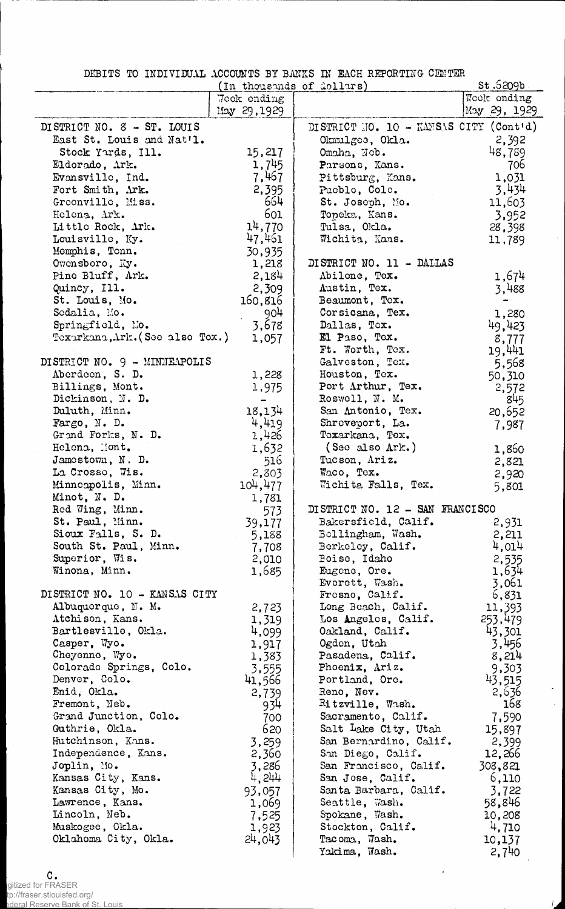DEBITS TO INDIVIDUAL ACCOUNTS BY BANKS IN EACH REPORTING CENTER

(In thousands of dollars)

St.6209b

| | Week ending May 29, 1929 | | Week ending May 29, 1929 |
|---|---|---|---|
| DISTRICT NO. 8 - ST. LOUIS | | DISTRICT NO. 10 - KANSAS CITY (Cont'd) | |
| East St. Louis and Nat'l. Stock Yards, Ill. | 15,217 | Okmulgee, Okla. | 2,392 |
| Eldorado, Ark. | 1,745 | Omaha, Neb. | 48,789 |
| Evansville, Ind. | 7,467 | Parsons, Kans. | 706 |
| Fort Smith, Ark. | 2,395 | Pittsburg, Kans. | 1,031 |
| Greenville, Miss. | 664 | Pueblo, Colo. | 3,434 |
| Helena, Ark. | 601 | St. Joseph, Mo. | 11,603 |
| Little Rock, Ark. | 14,770 | Topeka, Kans. | 3,952 |
| Louisville, Ky. | 47,461 | Tulsa, Okla. | 28,398 |
| Memphis, Tenn. | 30,935 | Wichita, Kans. | 11,789 |
| Owensboro, Ky. | 1,218 | DISTRICT NO. 11 - DALLAS | |
| Pine Bluff, Ark. | 2,184 | Abilene, Tex. | 1,674 |
| Quincy, Ill. | 2,309 | Austin, Tex. | 3,488 |
| St. Louis, Mo. | 160,816 | Beaumont, Tex. | - |
| Sedalia, Mo. | 904 | Corsicana, Tex. | 1,280 |
| Springfield, Mo. | 3,678 | Dallas, Tex. | 49,423 |
| Texarkana, Ark. (See also Tex.) | 1,057 | El Paso, Tex. | 8,777 |
| | | Ft. Worth, Tex. | 19,441 |
| DISTRICT NO. 9 - MINNEAPOLIS | | Galveston, Tex. | 5,568 |
| Aberdeen, S. D. | 1,228 | Houston, Tex. | 50,310 |
| Billings, Mont. | 1,975 | Port Arthur, Tex. | 2,572 |
| Dickinson, N. D. | - | Roswell, N. M. | 845 |
| Duluth, Minn. | 18,134 | San Antonio, Tex. | 20,652 |
| Fargo, N. D. | 4,419 | Shreveport, La. | 7,987 |
| Grand Forks, N. D. | 1,426 | Texarkana, Tex. (See also Ark.) | 1,860 |
| Helena, Mont. | 1,632 | | |
| Jamestown, N. D. | 516 | Tucson, Ariz. | 2,821 |
| La Crosse, Wis. | 2,303 | Waco, Tex. | 2,920 |
| Minneapolis, Minn. | 104,477 | Wichita Falls, Tex. | 5,801 |
| Minot, N. D. | 1,781 | | |
| Red Wing, Minn. | 573 | DISTRICT NO. 12 - SAN FRANCISCO | |
| St. Paul, Minn. | 39,177 | Bakersfield, Calif. | 2,931 |
| Sioux Falls, S. D. | 5,188 | Bellingham, Wash. | 2,211 |
| South St. Paul, Minn. | 7,708 | Berkeley, Calif. | 4,014 |
| Superior, Wis. | 2,010 | Boise, Idaho | 2,535 |
| Winona, Minn. | 1,685 | Eugene, Ore. | 1,634 |
| | | Everett, Wash. | 3,061 |
| DISTRICT NO. 10 - KANSAS CITY | | Fresno, Calif. | 6,831 |
| Albuquerque, N. M. | 2,723 | Long Beach, Calif. | 11,393 |
| Atchison, Kans. | 1,319 | Los Angeles, Calif. | 253,479 |
| Bartlesville, Okla. | 4,099 | Oakland, Calif. | 43,301 |
| Casper, Wyo. | 1,917 | Ogden, Utah | 3,456 |
| Cheyenne, Wyo. | 1,383 | Pasadena, Calif. | 8,214 |
| Colorado Springs, Colo. | 3,555 | Phoenix, Ariz. | 9,303 |
| Denver, Colo. | 41,566 | Portland, Ore. | 43,515 |
| Enid, Okla. | 2,739 | Reno, Nev. | 2,636 |
| Fremont, Neb. | 934 | Ritzville, Wash. | 168 |
| Grand Junction, Colo. | 700 | Sacramento, Calif. | 7,590 |
| Guthrie, Okla. | 620 | Salt Lake City, Utah | 15,897 |
| Hutchinson, Kans. | 3,259 | San Bernardino, Calif. | 2,399 |
| Independence, Kans. | 2,360 | San Diego, Calif. | 12,266 |
| Joplin, Mo. | 3,286 | San Francisco, Calif. | 308,821 |
| Kansas City, Kans. | 4,244 | San Jose, Calif. | 6,110 |
| Kansas City, Mo. | 93,057 | Santa Barbara, Calif. | 3,722 |
| Lawrence, Kans. | 1,069 | Seattle, Wash. | 58,846 |
| Lincoln, Neb. | 7,525 | Spokane, Wash. | 10,208 |
| Muskogee, Okla. | 1,923 | Stockton, Calif. | 4,710 |
| Oklahoma City, Okla. | 24,043 | Tacoma, Wash. | 10,137 |
| | | Yakima, Wash. | 2,740 |

C.